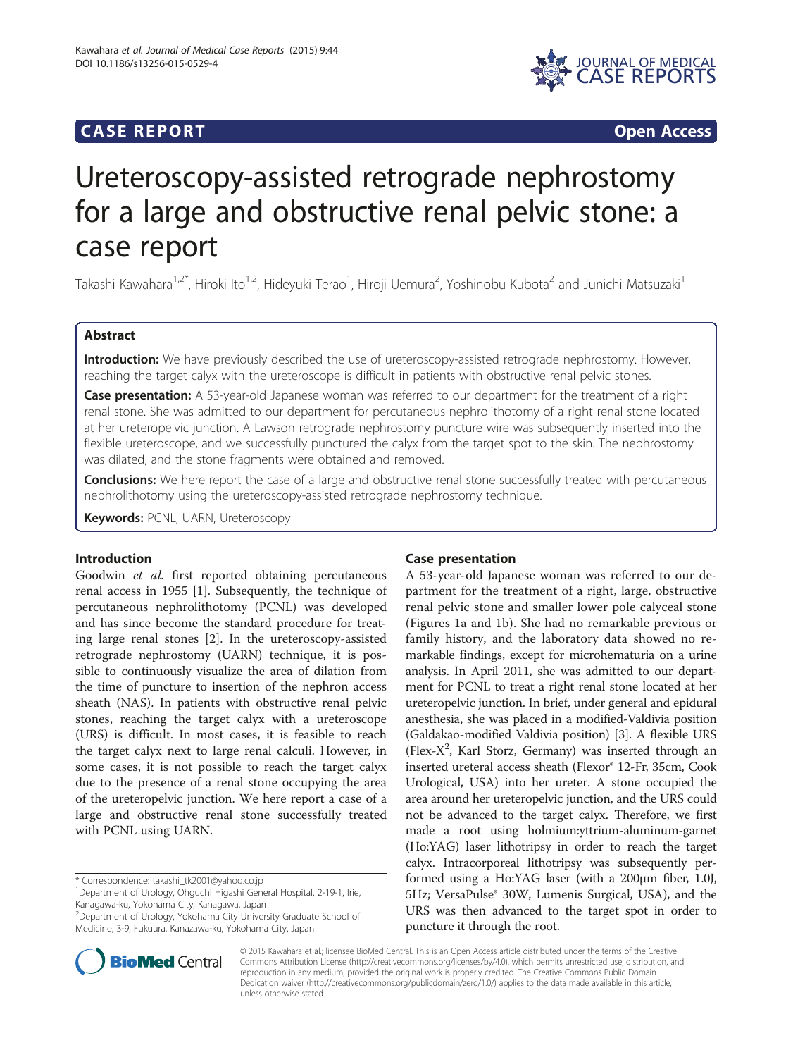CASE REPORT **Open Access**

# Ureteroscopy-assisted retrograde nephrostomy for a large and obstructive renal pelvic stone: a case report

Takashi Kawahara[1,2*], Hiroki Ito[1,2], Hideyuki Terao[1], Hiroji Uemura[2], Yoshinobu Kubota[2] and Junichi Matsuzaki[1]

## Abstract

**Introduction:** We have previously described the use of ureteroscopy-assisted retrograde nephrostomy. However, reaching the target calyx with the ureteroscope is difficult in patients with obstructive renal pelvic stones.

**Case presentation:** A 53-year-old Japanese woman was referred to our department for the treatment of a right renal stone. She was admitted to our department for percutaneous nephrolithotomy of a right renal stone located at her ureteropelvic junction. A Lawson retrograde nephrostomy puncture wire was subsequently inserted into the flexible ureteroscope, and we successfully punctured the calyx from the target spot to the skin. The nephrostomy was dilated, and the stone fragments were obtained and removed.

**Conclusions:** We here report the case of a large and obstructive renal stone successfully treated with percutaneous nephrolithotomy using the ureteroscopy-assisted retrograde nephrostomy technique.

**Keywords:** PCNL, UARN, Ureteroscopy

## Introduction

Goodwin *et al.* first reported obtaining percutaneous renal access in 1955 [1]. Subsequently, the technique of percutaneous nephrolithotomy (PCNL) was developed and has since become the standard procedure for treating large renal stones [2]. In the ureteroscopy-assisted retrograde nephrostomy (UARN) technique, it is possible to continuously visualize the area of dilation from the time of puncture to insertion of the nephron access sheath (NAS). In patients with obstructive renal pelvic stones, reaching the target calyx with a ureteroscope (URS) is difficult. In most cases, it is feasible to reach the target calyx next to large renal calculi. However, in some cases, it is not possible to reach the target calyx due to the presence of a renal stone occupying the area of the ureteropelvic junction. We here report a case of a large and obstructive renal stone successfully treated with PCNL using UARN.

## Case presentation

A 53-year-old Japanese woman was referred to our department for the treatment of a right, large, obstructive renal pelvic stone and smaller lower pole calyceal stone (Figures 1a and 1b). She had no remarkable previous or family history, and the laboratory data showed no remarkable findings, except for microhematuria on a urine analysis. In April 2011, she was admitted to our department for PCNL to treat a right renal stone located at her ureteropelvic junction. In brief, under general and epidural anesthesia, she was placed in a modified-Valdivia position (Galdakao-modified Valdivia position) [3]. A flexible URS (Flex-$X^2$, Karl Storz, Germany) was inserted through an inserted ureteral access sheath (Flexor® 12-Fr, 35cm, Cook Urological, USA) into her ureter. A stone occupied the area around her ureteropelvic junction, and the URS could not be advanced to the target calyx. Therefore, we first made a root using holmium:yttrium-aluminum-garnet (Ho:YAG) laser lithotripsy in order to reach the target calyx. Intracorporeal lithotripsy was subsequently performed using a Ho:YAG laser (with a 200μm fiber, 1.0J, 5Hz; VersaPulse® 30W, Lumenis Surgical, USA), and the URS was then advanced to the target spot in order to puncture it through the root.

\* Correspondence: takashi_tk2001@yahoo.co.jp
[1]Department of Urology, Ohguchi Higashi General Hospital, 2-19-1, Irie, Kanagawa-ku, Yokohama City, Kanagawa, Japan
[2]Department of Urology, Yokohama City University Graduate School of Medicine, 3-9, Fukuura, Kanazawa-ku, Yokohama City, Japan

© 2015 Kawahara et al.; licensee BioMed Central. This is an Open Access article distributed under the terms of the Creative Commons Attribution License (http://creativecommons.org/licenses/by/4.0), which permits unrestricted use, distribution, and reproduction in any medium, provided the original work is properly credited. The Creative Commons Public Domain Dedication waiver (http://creativecommons.org/publicdomain/zero/1.0/) applies to the data made available in this article, unless otherwise stated.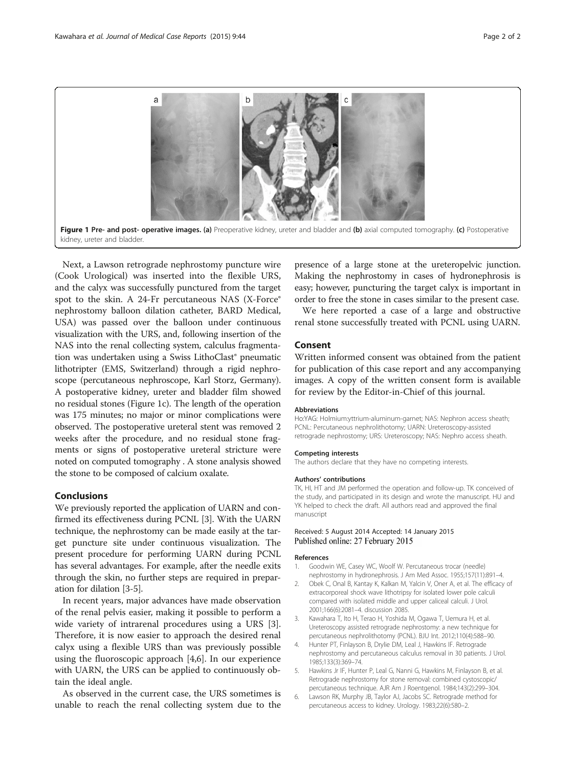**Figure 1 Pre- and post- operative images. (a)** Preoperative kidney, ureter and bladder and **(b)** axial computed tomography. **(c)** Postoperative kidney, ureter and bladder.

Next, a Lawson retrograde nephrostomy puncture wire (Cook Urological) was inserted into the flexible URS, and the calyx was successfully punctured from the target spot to the skin. A 24-Fr percutaneous NAS (X-Force® nephrostomy balloon dilation catheter, BARD Medical, USA) was passed over the balloon under continuous visualization with the URS, and, following insertion of the NAS into the renal collecting system, calculus fragmentation was undertaken using a Swiss LithoClast® pneumatic lithotripter (EMS, Switzerland) through a rigid nephroscope (percutaneous nephroscope, Karl Storz, Germany). A postoperative kidney, ureter and bladder film showed no residual stones (Figure 1c). The length of the operation was 175 minutes; no major or minor complications were observed. The postoperative ureteral stent was removed 2 weeks after the procedure, and no residual stone fragments or signs of postoperative ureteral stricture were noted on computed tomography . A stone analysis showed the stone to be composed of calcium oxalate.

## Conclusions

We previously reported the application of UARN and confirmed its effectiveness during PCNL [3]. With the UARN technique, the nephrostomy can be made easily at the target puncture site under continuous visualization. The present procedure for performing UARN during PCNL has several advantages. For example, after the needle exits through the skin, no further steps are required in preparation for dilation [3-5].

In recent years, major advances have made observation of the renal pelvis easier, making it possible to perform a wide variety of intrarenal procedures using a URS [3]. Therefore, it is now easier to approach the desired renal calyx using a flexible URS than was previously possible using the fluoroscopic approach [4,6]. In our experience with UARN, the URS can be applied to continuously obtain the ideal angle.

As observed in the current case, the URS sometimes is unable to reach the renal collecting system due to the presence of a large stone at the ureteropelvic junction. Making the nephrostomy in cases of hydronephrosis is easy; however, puncturing the target calyx is important in order to free the stone in cases similar to the present case.

We here reported a case of a large and obstructive renal stone successfully treated with PCNL using UARN.

## Consent

Written informed consent was obtained from the patient for publication of this case report and any accompanying images. A copy of the written consent form is available for review by the Editor-in-Chief of this journal.

#### Abbreviations

Ho:YAG: Holmium:yttrium-aluminum-garnet; NAS: Nephron access sheath; PCNL: Percutaneous nephrolithotomy; UARN: Ureteroscopy-assisted retrograde nephrostomy; URS: Ureteroscopy; NAS: Nephro access sheath.

#### Competing interests

The authors declare that they have no competing interests.

#### Authors' contributions

TK, HI, HT and JM performed the operation and follow-up. TK conceived of the study, and participated in its design and wrote the manuscript. HU and YK helped to check the draft. All authors read and approved the final manuscript

Received: 5 August 2014 Accepted: 14 January 2015
Published online: 27 February 2015

#### References

1. Goodwin WE, Casey WC, Woolf W. Percutaneous trocar (needle) nephrostomy in hydronephrosis. J Am Med Assoc. 1955;157(11):891–4.
2. Obek C, Onal B, Kantay K, Kalkan M, Yalcin V, Oner A, et al. The efficacy of extracorporeal shock wave lithotripsy for isolated lower pole calculi compared with isolated middle and upper caliceal calculi. J Urol. 2001;166(6):2081–4. discussion 2085.
3. Kawahara T, Ito H, Terao H, Yoshida M, Ogawa T, Uemura H, et al. Ureteroscopy assisted retrograde nephrostomy: a new technique for percutaneous nephrolithotomy (PCNL). BJU Int. 2012;110(4):588–90.
4. Hunter PT, Finlayson B, Drylie DM, Leal J, Hawkins IF. Retrograde nephrostomy and percutaneous calculus removal in 30 patients. J Urol. 1985;133(3):369–74.
5. Hawkins Jr IF, Hunter P, Leal G, Nanni G, Hawkins M, Finlayson B, et al. Retrograde nephrostomy for stone removal: combined cystoscopic/percutaneous technique. AJR Am J Roentgenol. 1984;143(2):299–304.
6. Lawson RK, Murphy JB, Taylor AJ, Jacobs SC. Retrograde method for percutaneous access to kidney. Urology. 1983;22(6):580–2.